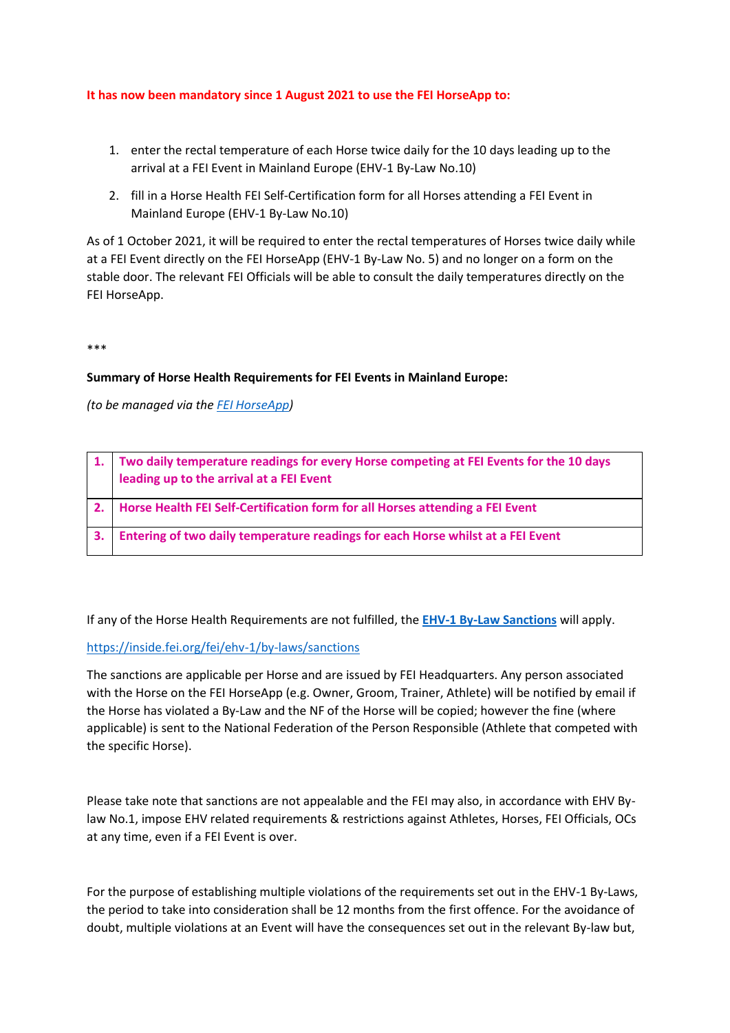**It has now been mandatory since 1 August 2021 to use the FEI HorseApp to:**

1. enter the rectal temperature of each Horse twice daily for the 10 days leading up to the arrival at a FEI Event in Mainland Europe (EHV-1 By-Law No.10)
2. fill in a Horse Health FEI Self-Certification form for all Horses attending a FEI Event in Mainland Europe (EHV-1 By-Law No.10)

As of 1 October 2021, it will be required to enter the rectal temperatures of Horses twice daily while at a FEI Event directly on the FEI HorseApp (EHV-1 By-Law No. 5) and no longer on a form on the stable door. The relevant FEI Officials will be able to consult the daily temperatures directly on the FEI HorseApp.

***

**Summary of Horse Health Requirements for FEI Events in Mainland Europe:**

*(to be managed via the FEI HorseApp)*

| | |
|---|---|
| **1.** | **Two daily temperature readings for every Horse competing at FEI Events for the 10 days leading up to the arrival at a FEI Event** |
| **2.** | **Horse Health FEI Self-Certification form for all Horses attending a FEI Event** |
| **3.** | **Entering of two daily temperature readings for each Horse whilst at a FEI Event** |

If any of the Horse Health Requirements are not fulfilled, the **EHV-1 By-Law Sanctions** will apply.

https://inside.fei.org/fei/ehv-1/by-laws/sanctions

The sanctions are applicable per Horse and are issued by FEI Headquarters. Any person associated with the Horse on the FEI HorseApp (e.g. Owner, Groom, Trainer, Athlete) will be notified by email if the Horse has violated a By-Law and the NF of the Horse will be copied; however the fine (where applicable) is sent to the National Federation of the Person Responsible (Athlete that competed with the specific Horse).

Please take note that sanctions are not appealable and the FEI may also, in accordance with EHV By-law No.1, impose EHV related requirements & restrictions against Athletes, Horses, FEI Officials, OCs at any time, even if a FEI Event is over.

For the purpose of establishing multiple violations of the requirements set out in the EHV-1 By-Laws, the period to take into consideration shall be 12 months from the first offence. For the avoidance of doubt, multiple violations at an Event will have the consequences set out in the relevant By-law but,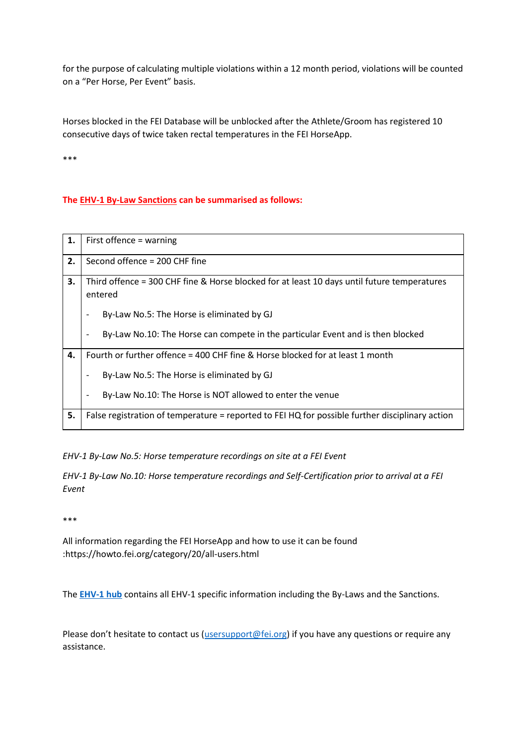for the purpose of calculating multiple violations within a 12 month period, violations will be counted on a "Per Horse, Per Event" basis.

Horses blocked in the FEI Database will be unblocked after the Athlete/Groom has registered 10 consecutive days of twice taken rectal temperatures in the FEI HorseApp.

***

**The EHV-1 By-Law Sanctions can be summarised as follows:**

| | |
|---|---|
| **1.** | First offence = warning |
| **2.** | Second offence = 200 CHF fine |
| **3.** | Third offence = 300 CHF fine & Horse blocked for at least 10 days until future temperatures entered<br>- By-Law No.5: The Horse is eliminated by GJ<br>- By-Law No.10: The Horse can compete in the particular Event and is then blocked |
| **4.** | Fourth or further offence = 400 CHF fine & Horse blocked for at least 1 month<br>- By-Law No.5: The Horse is eliminated by GJ<br>- By-Law No.10: The Horse is NOT allowed to enter the venue |
| **5.** | False registration of temperature = reported to FEI HQ for possible further disciplinary action |

*EHV-1 By-Law No.5: Horse temperature recordings on site at a FEI Event*

*EHV-1 By-Law No.10: Horse temperature recordings and Self-Certification prior to arrival at a FEI Event*

***

All information regarding the FEI HorseApp and how to use it can be found :https://howto.fei.org/category/20/all-users.html

The **EHV-1 hub** contains all EHV-1 specific information including the By-Laws and the Sanctions.

Please don't hesitate to contact us (usersupport@fei.org) if you have any questions or require any assistance.